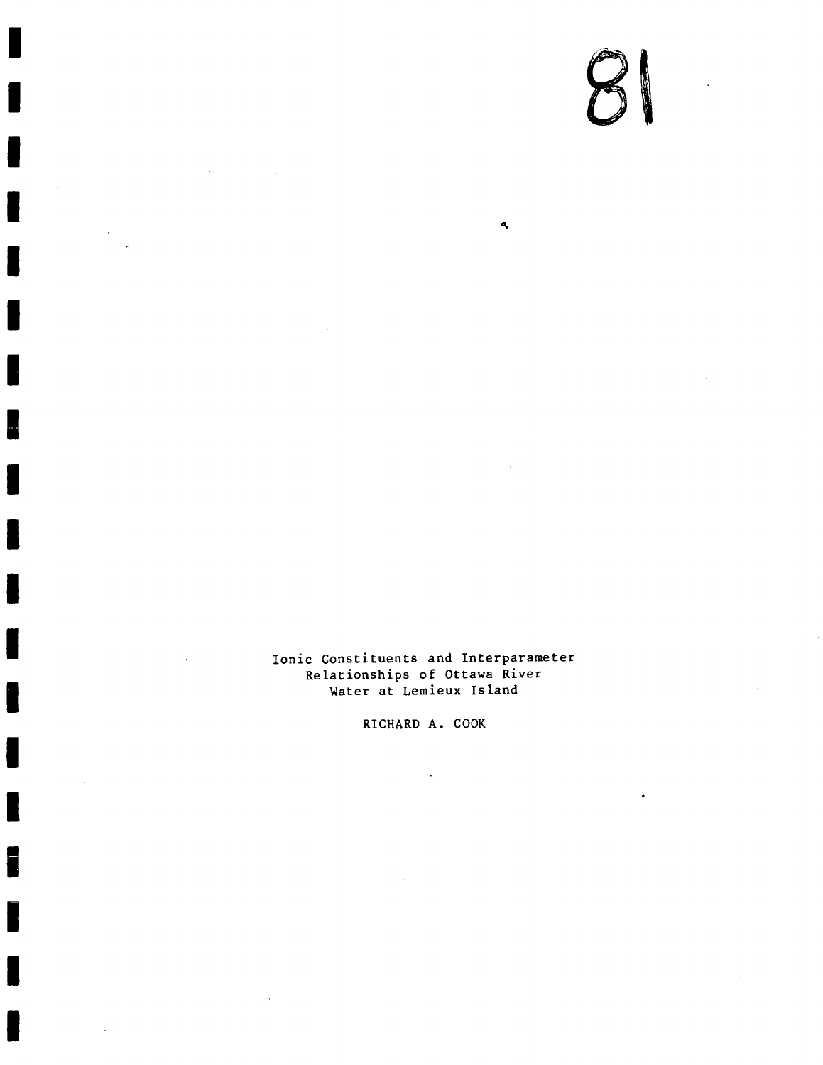81

Ionic Constituents and Interparameter Relationships of Ottawa River Water at Lemieux Island

RICHARD A. COOK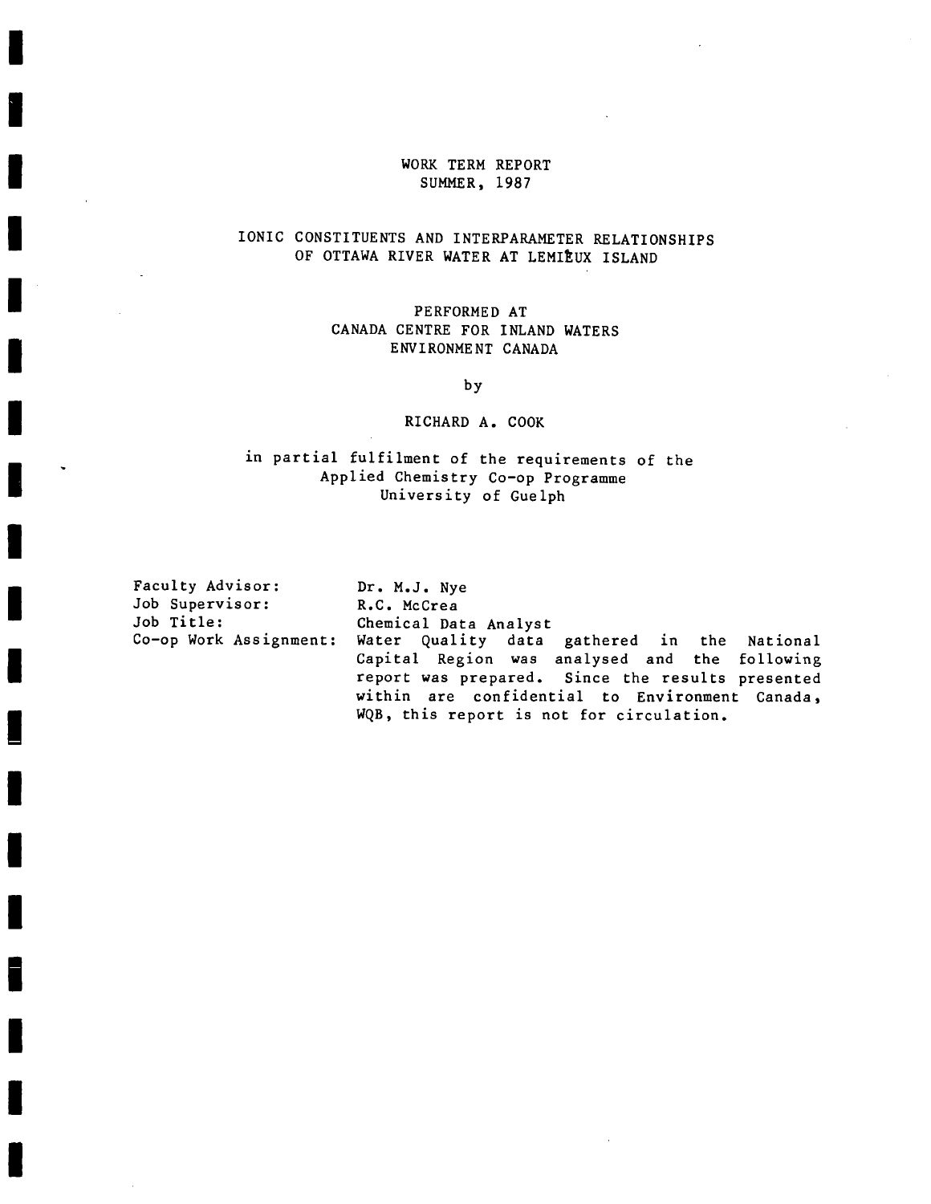WORK TERM REPORT
SUMMER, 1987

# IONIC CONSTITUENTS AND INTERPARAMETER RELATIONSHIPS OF OTTAWA RIVER WATER AT LEMIEUX ISLAND

PERFORMED AT
CANADA CENTRE FOR INLAND WATERS
ENVIRONMENT CANADA

by

RICHARD A. COOK

in partial fulfilment of the requirements of the
Applied Chemistry Co-op Programme
University of Guelph

Faculty Advisor: Dr. M.J. Nye
Job Supervisor: R.C. McCrea
Job Title: Chemical Data Analyst
Co-op Work Assignment: Water Quality data gathered in the National Capital Region was analysed and the following report was prepared. Since the results presented within are confidential to Environment Canada, WQB, this report is not for circulation.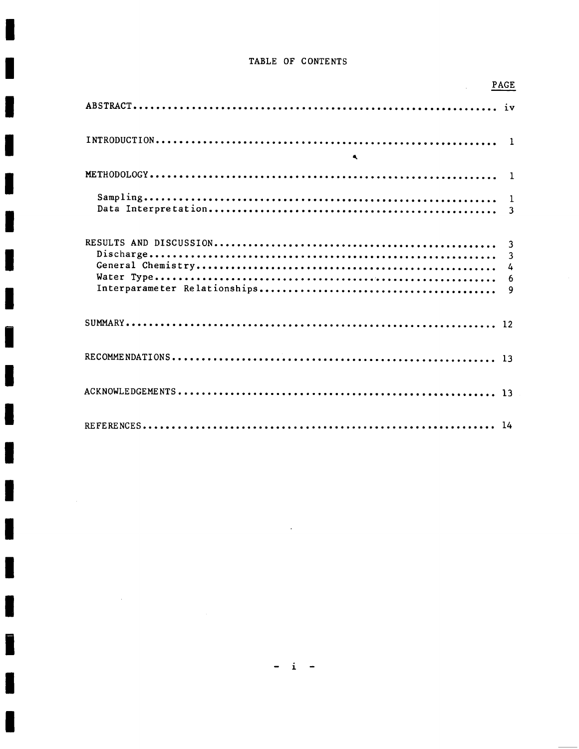# TABLE OF CONTENTS

| | PAGE |
|---|---|
| ABSTRACT | iv |
| INTRODUCTION | 1 |
| METHODOLOGY | 1 |
| Sampling | 1 |
| Data Interpretation | 3 |
| RESULTS AND DISCUSSION | 3 |
| Discharge | 3 |
| General Chemistry | 4 |
| Water Type | 6 |
| Interparameter Relationships | 9 |
| SUMMARY | 12 |
| RECOMMENDATIONS | 13 |
| ACKNOWLEDGEMENTS | 13 |
| REFERENCES | 14 |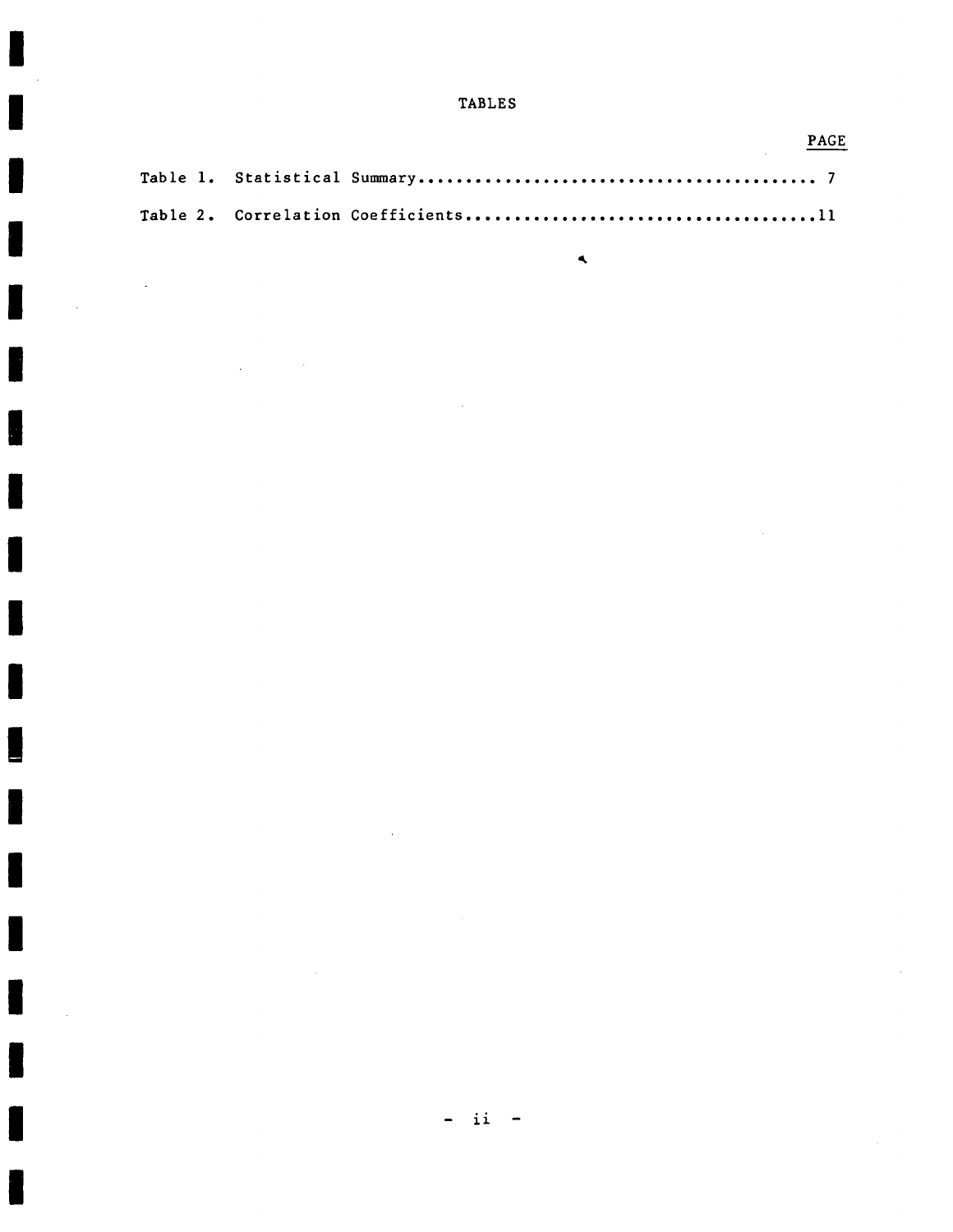# TABLES

| | PAGE |
|---|---|
| Table 1. Statistical Summary | 7 |
| Table 2. Correlation Coefficients | 11 |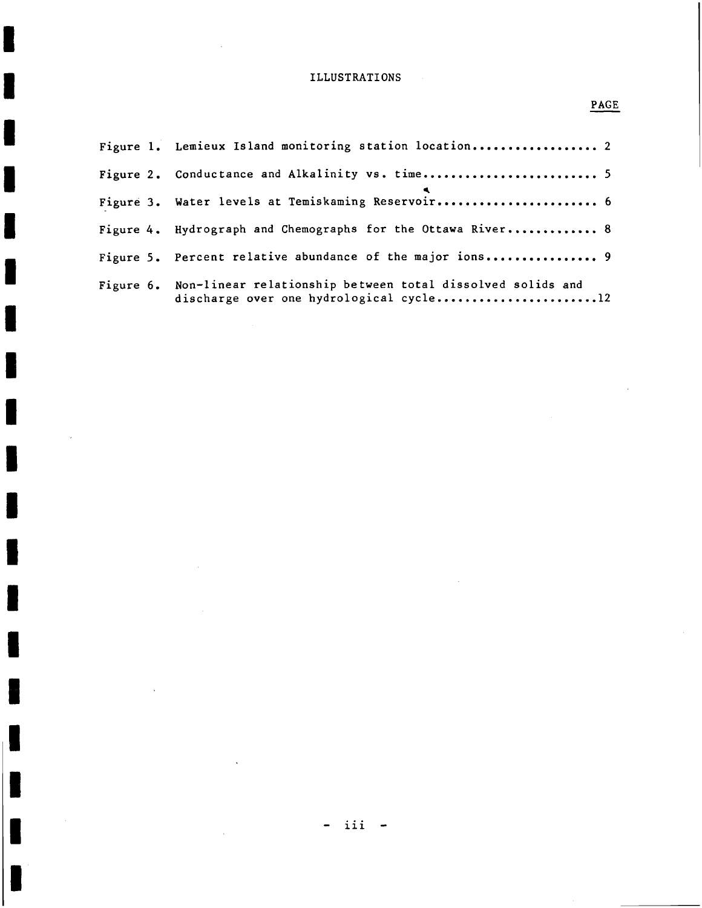# ILLUSTRATIONS

| | | PAGE |
|---|---|---|
| Figure 1. | Lemieux Island monitoring station location | 2 |
| Figure 2. | Conductance and Alkalinity vs. time | 5 |
| Figure 3. | Water levels at Temiskaming Reservoir | 6 |
| Figure 4. | Hydrograph and Chemographs for the Ottawa River | 8 |
| Figure 5. | Percent relative abundance of the major ions | 9 |
| Figure 6. | Non-linear relationship between total dissolved solids and discharge over one hydrological cycle | 12 |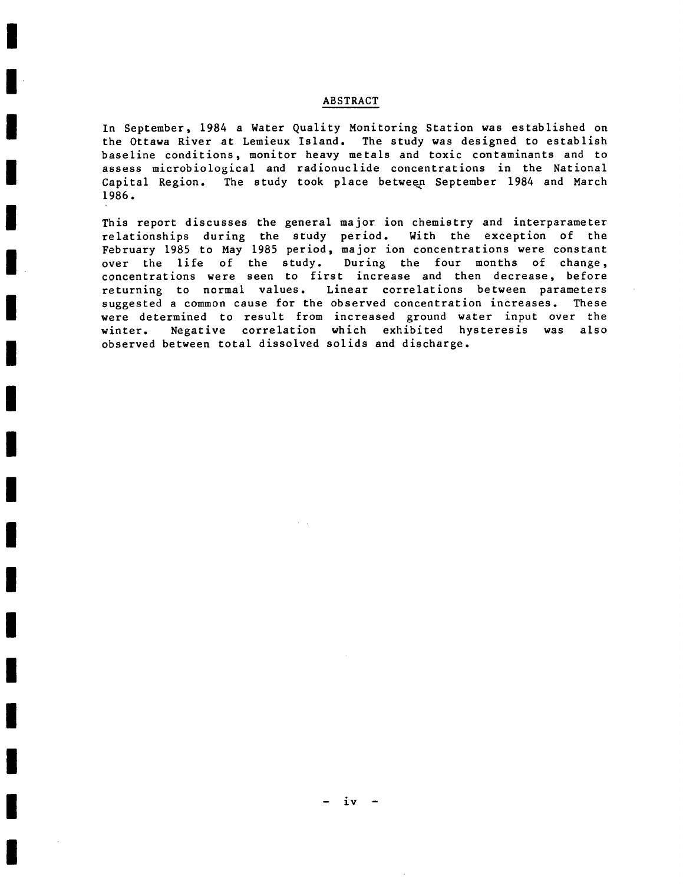## ABSTRACT

In September, 1984 a Water Quality Monitoring Station was established on the Ottawa River at Lemieux Island. The study was designed to establish baseline conditions, monitor heavy metals and toxic contaminants and to assess microbiological and radionuclide concentrations in the National Capital Region. The study took place between September 1984 and March 1986.

This report discusses the general major ion chemistry and interparameter relationships during the study period. With the exception of the February 1985 to May 1985 period, major ion concentrations were constant over the life of the study. During the four months of change, concentrations were seen to first increase and then decrease, before returning to normal values. Linear correlations between parameters suggested a common cause for the observed concentration increases. These were determined to result from increased ground water input over the winter. Negative correlation which exhibited hysteresis was also observed between total dissolved solids and discharge.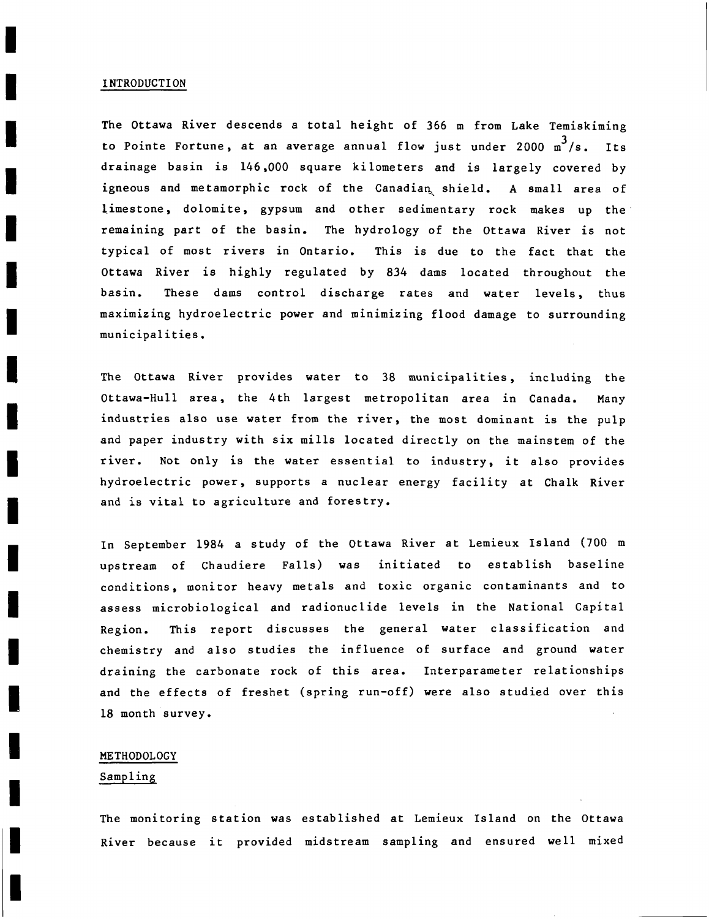## INTRODUCTION

The Ottawa River descends a total height of 366 m from Lake Temiskiming to Pointe Fortune, at an average annual flow just under 2000 $m^3/s$. Its drainage basin is 146,000 square kilometers and is largely covered by igneous and metamorphic rock of the Canadian shield. A small area of limestone, dolomite, gypsum and other sedimentary rock makes up the remaining part of the basin. The hydrology of the Ottawa River is not typical of most rivers in Ontario. This is due to the fact that the Ottawa River is highly regulated by 834 dams located throughout the basin. These dams control discharge rates and water levels, thus maximizing hydroelectric power and minimizing flood damage to surrounding municipalities.

The Ottawa River provides water to 38 municipalities, including the Ottawa-Hull area, the 4th largest metropolitan area in Canada. Many industries also use water from the river, the most dominant is the pulp and paper industry with six mills located directly on the mainstem of the river. Not only is the water essential to industry, it also provides hydroelectric power, supports a nuclear energy facility at Chalk River and is vital to agriculture and forestry.

In September 1984 a study of the Ottawa River at Lemieux Island (700 m upstream of Chaudiere Falls) was initiated to establish baseline conditions, monitor heavy metals and toxic organic contaminants and to assess microbiological and radionuclide levels in the National Capital Region. This report discusses the general water classification and chemistry and also studies the influence of surface and ground water draining the carbonate rock of this area. Interparameter relationships and the effects of freshet (spring run-off) were also studied over this 18 month survey.

## METHODOLOGY

### Sampling

The monitoring station was established at Lemieux Island on the Ottawa River because it provided midstream sampling and ensured well mixed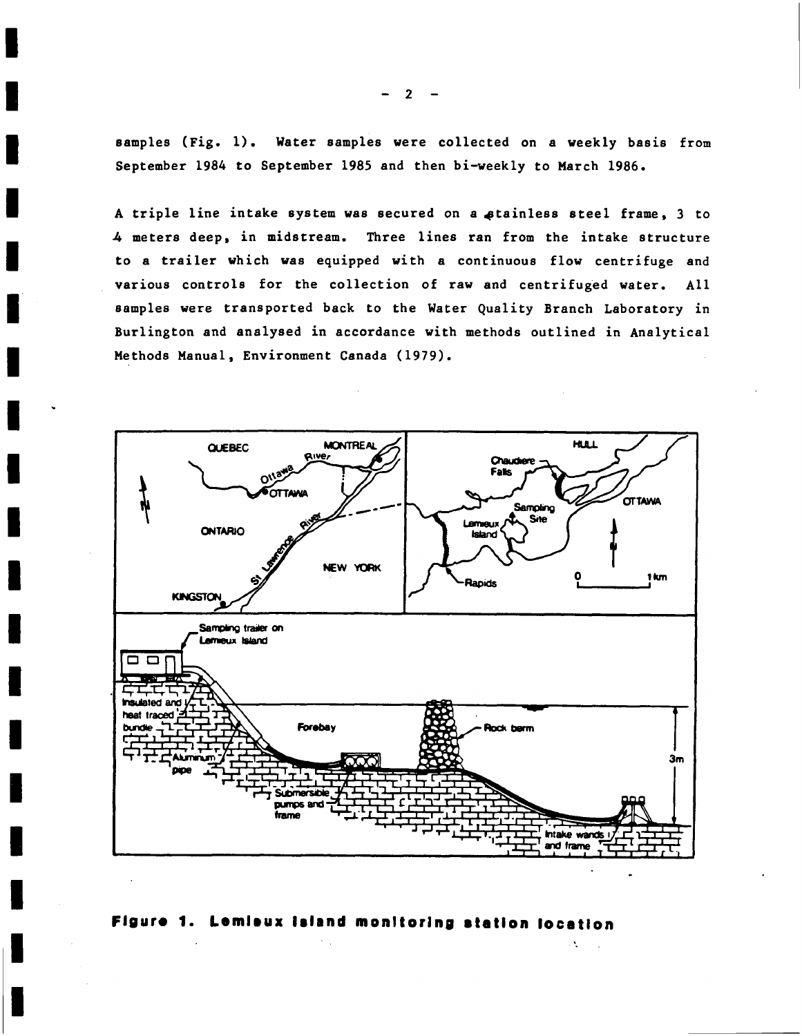samples (Fig. 1). Water samples were collected on a weekly basis from September 1984 to September 1985 and then bi-weekly to March 1986.

A triple line intake system was secured on a stainless steel frame, 3 to 4 meters deep, in midstream. Three lines ran from the intake structure to a trailer which was equipped with a continuous flow centrifuge and various controls for the collection of raw and centrifuged water. All samples were transported back to the Water Quality Branch Laboratory in Burlington and analysed in accordance with methods outlined in Analytical Methods Manual, Environment Canada (1979).

**Figure 1. Lemieux Island monitoring station location**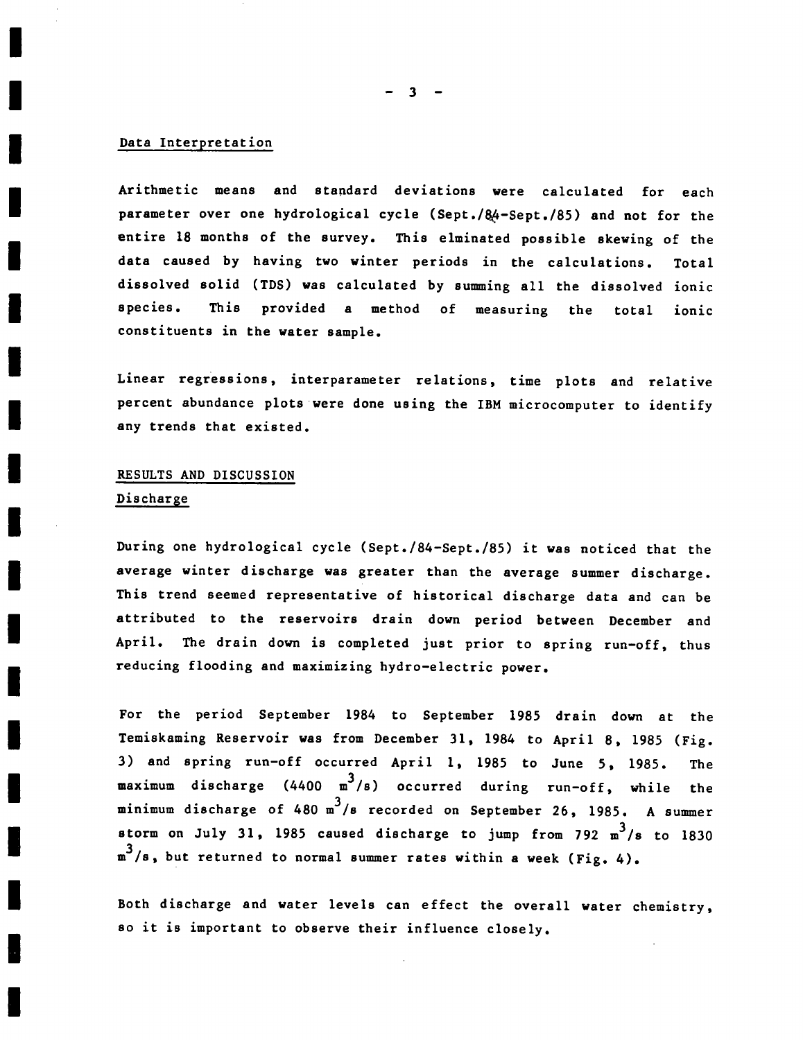## Data Interpretation

Arithmetic means and standard deviations were calculated for each parameter over one hydrological cycle (Sept./84-Sept./85) and not for the entire 18 months of the survey. This elminated possible skewing of the data caused by having two winter periods in the calculations. Total dissolved solid (TDS) was calculated by summing all the dissolved ionic species. This provided a method of measuring the total ionic constituents in the water sample.

Linear regressions, interparameter relations, time plots and relative percent abundance plots were done using the IBM microcomputer to identify any trends that existed.

## RESULTS AND DISCUSSION

### Discharge

During one hydrological cycle (Sept./84-Sept./85) it was noticed that the average winter discharge was greater than the average summer discharge. This trend seemed representative of historical discharge data and can be attributed to the reservoirs drain down period between December and April. The drain down is completed just prior to spring run-off, thus reducing flooding and maximizing hydro-electric power.

For the period September 1984 to September 1985 drain down at the Temiskaming Reservoir was from December 31, 1984 to April 8, 1985 (Fig. 3) and spring run-off occurred April 1, 1985 to June 5, 1985. The maximum discharge (4400 $m^3/s$) occurred during run-off, while the minimum discharge of 480 $m^3/s$ recorded on September 26, 1985. A summer storm on July 31, 1985 caused discharge to jump from 792 $m^3/s$ to 1830 $m^3/s$, but returned to normal summer rates within a week (Fig. 4).

Both discharge and water levels can effect the overall water chemistry, so it is important to observe their influence closely.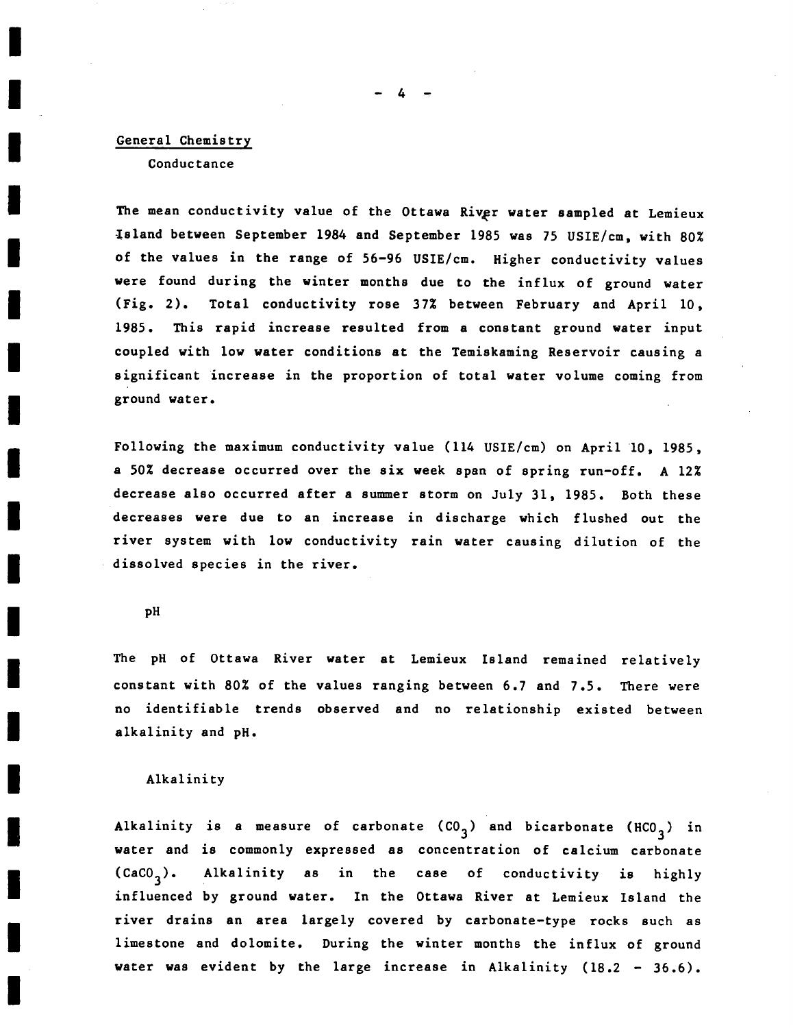## General Chemistry

### Conductance

The mean conductivity value of the Ottawa River water sampled at Lemieux Island between September 1984 and September 1985 was 75 USIE/cm, with 80% of the values in the range of 56-96 USIE/cm. Higher conductivity values were found during the winter months due to the influx of ground water (Fig. 2). Total conductivity rose 37% between February and April 10, 1985. This rapid increase resulted from a constant ground water input coupled with low water conditions at the Temiskaming Reservoir causing a significant increase in the proportion of total water volume coming from ground water.

Following the maximum conductivity value (114 USIE/cm) on April 10, 1985, a 50% decrease occurred over the six week span of spring run-off. A 12% decrease also occurred after a summer storm on July 31, 1985. Both these decreases were due to an increase in discharge which flushed out the river system with low conductivity rain water causing dilution of the dissolved species in the river.

### pH

The pH of Ottawa River water at Lemieux Island remained relatively constant with 80% of the values ranging between 6.7 and 7.5. There were no identifiable trends observed and no relationship existed between alkalinity and pH.

### Alkalinity

Alkalinity is a measure of carbonate ($CO_3$) and bicarbonate ($HCO_3$) in water and is commonly expressed as concentration of calcium carbonate ($CaCO_3$). Alkalinity as in the case of conductivity is highly influenced by ground water. In the Ottawa River at Lemieux Island the river drains an area largely covered by carbonate-type rocks such as limestone and dolomite. During the winter months the influx of ground water was evident by the large increase in Alkalinity (18.2 - 36.6).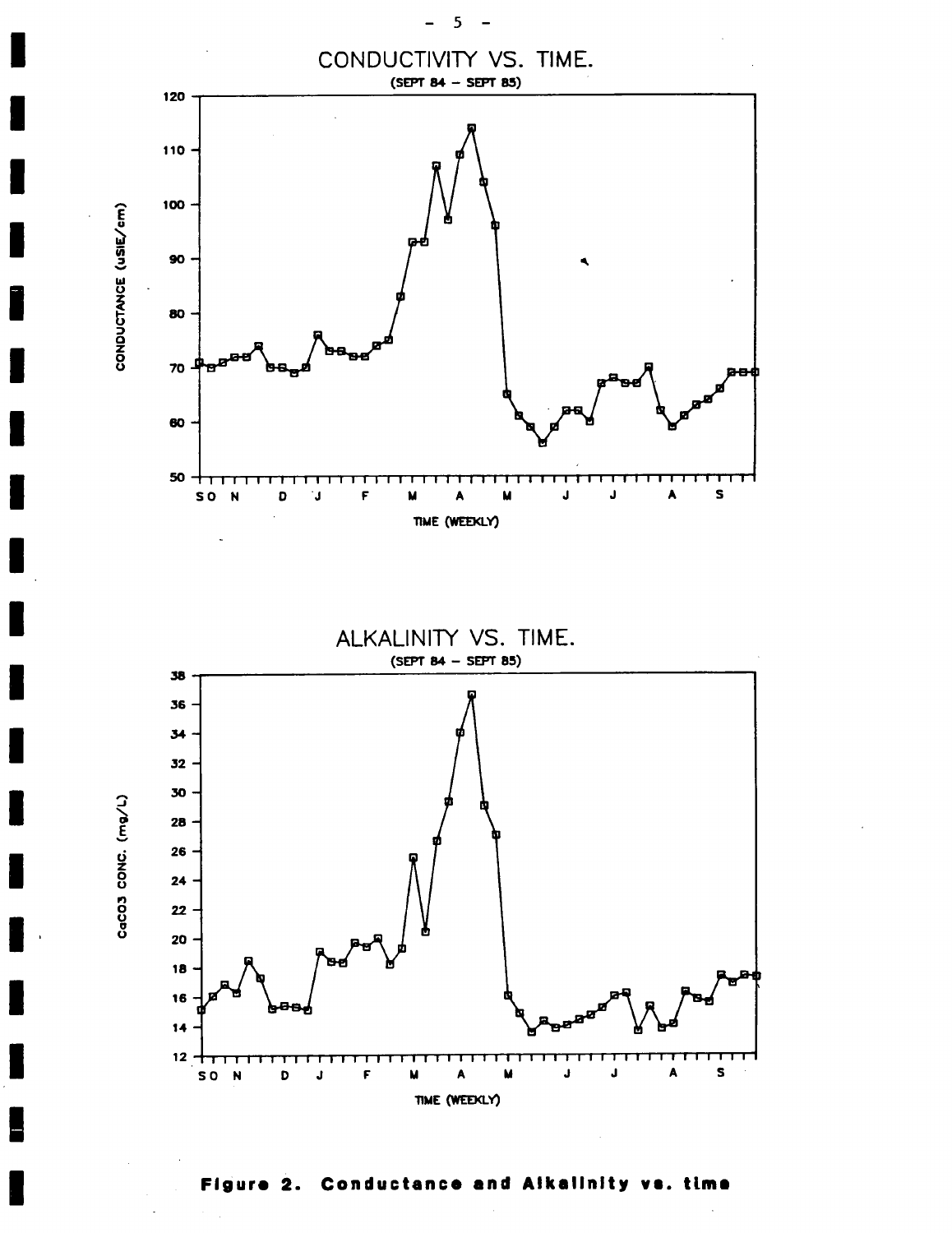CONDUCTIVITY VS. TIME.

(SEPT 84 – SEPT 85)

ALKALINITY VS. TIME.

(SEPT 84 – SEPT 85)

**Figure 2. Conductance and Alkalinity vs. time**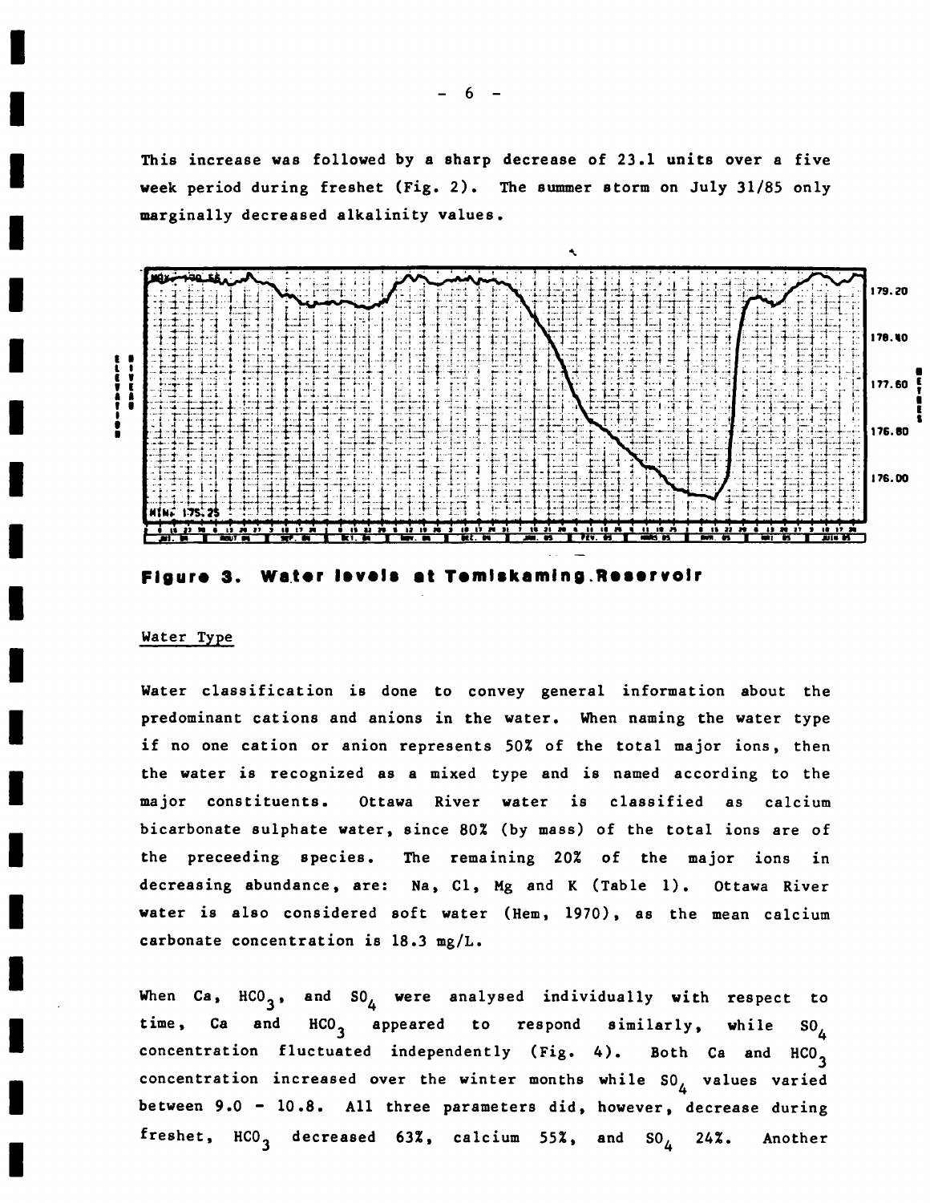This increase was followed by a sharp decrease of 23.1 units over a five week period during freshet (Fig. 2). The summer storm on July 31/85 only marginally decreased alkalinity values.

**Figure 3. Water levels at Temiskaming Reservoir**

## Water Type

Water classification is done to convey general information about the predominant cations and anions in the water. When naming the water type if no one cation or anion represents 50% of the total major ions, then the water is recognized as a mixed type and is named according to the major constituents. Ottawa River water is classified as calcium bicarbonate sulphate water, since 80% (by mass) of the total ions are of the preceeding species. The remaining 20% of the major ions in decreasing abundance, are: Na, Cl, Mg and K (Table 1). Ottawa River water is also considered soft water (Hem, 1970), as the mean calcium carbonate concentration is 18.3 mg/L.

When Ca, $HCO_3$, and $SO_4$ were analysed individually with respect to time, Ca and $HCO_3$ appeared to respond similarly, while $SO_4$ concentration fluctuated independently (Fig. 4). Both Ca and $HCO_3$ concentration increased over the winter months while $SO_4$ values varied between 9.0 - 10.8. All three parameters did, however, decrease during freshet, $HCO_3$ decreased 63%, calcium 55%, and $SO_4$ 24%. Another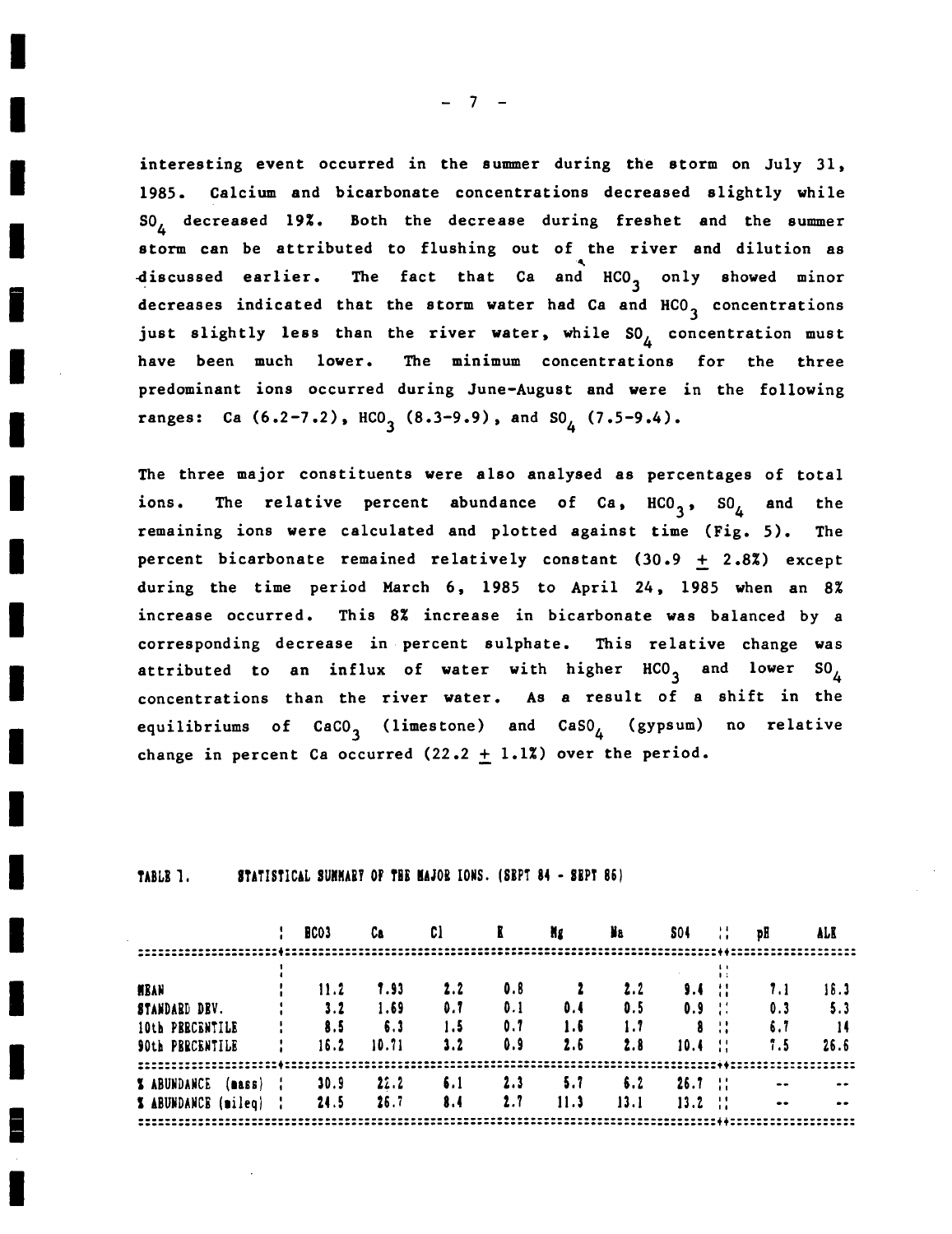interesting event occurred in the summer during the storm on July 31, 1985. Calcium and bicarbonate concentrations decreased slightly while $SO_4$ decreased 19%. Both the decrease during freshet and the summer storm can be attributed to flushing out of the river and dilution as discussed earlier. The fact that Ca and $HCO_3$ only showed minor decreases indicated that the storm water had Ca and $HCO_3$ concentrations just slightly less than the river water, while $SO_4$ concentration must have been much lower. The minimum concentrations for the three predominant ions occurred during June-August and were in the following ranges: Ca (6.2-7.2), $HCO_3$ (8.3-9.9), and $SO_4$ (7.5-9.4).

The three major constituents were also analysed as percentages of total ions. The relative percent abundance of Ca, $HCO_3$, $SO_4$ and the remaining ions were calculated and plotted against time (Fig. 5). The percent bicarbonate remained relatively constant (30.9 ± 2.8%) except during the time period March 6, 1985 to April 24, 1985 when an 8% increase occurred. This 8% increase in bicarbonate was balanced by a corresponding decrease in percent sulphate. This relative change was attributed to an influx of water with higher $HCO_3$ and lower $SO_4$ concentrations than the river water. As a result of a shift in the equilibriums of $CaCO_3$ (limestone) and $CaSO_4$ (gypsum) no relative change in percent Ca occurred (22.2 ± 1.1%) over the period.

TABLE 1. STATISTICAL SUMMARY OF THE MAJOR IONS. (SEPT 84 - SEPT 86)

| | HCO3 | Ca | Cl | K | Mg | Na | SO4 | pH | ALK |
|---|---|---|---|---|---|---|---|---|---|
| MEAN | 11.2 | 7.93 | 2.2 | 0.8 | 2 | 2.2 | 9.4 | 7.1 | 16.3 |
| STANDARD DEV. | 3.2 | 1.69 | 0.7 | 0.1 | 0.4 | 0.5 | 0.9 | 0.3 | 5.3 |
| 10th PERCENTILE | 8.5 | 6.3 | 1.5 | 0.7 | 1.6 | 1.7 | 8 | 6.7 | 14 |
| 90th PERCENTILE | 16.2 | 10.71 | 3.2 | 0.9 | 2.6 | 2.8 | 10.4 | 7.5 | 26.6 |
| % ABUNDANCE (mass) | 30.9 | 22.2 | 6.1 | 2.3 | 5.7 | 6.2 | 26.7 | -- | -- |
| % ABUNDANCE (mileq) | 24.5 | 26.7 | 8.4 | 2.7 | 11.3 | 13.1 | 13.2 | -- | -- |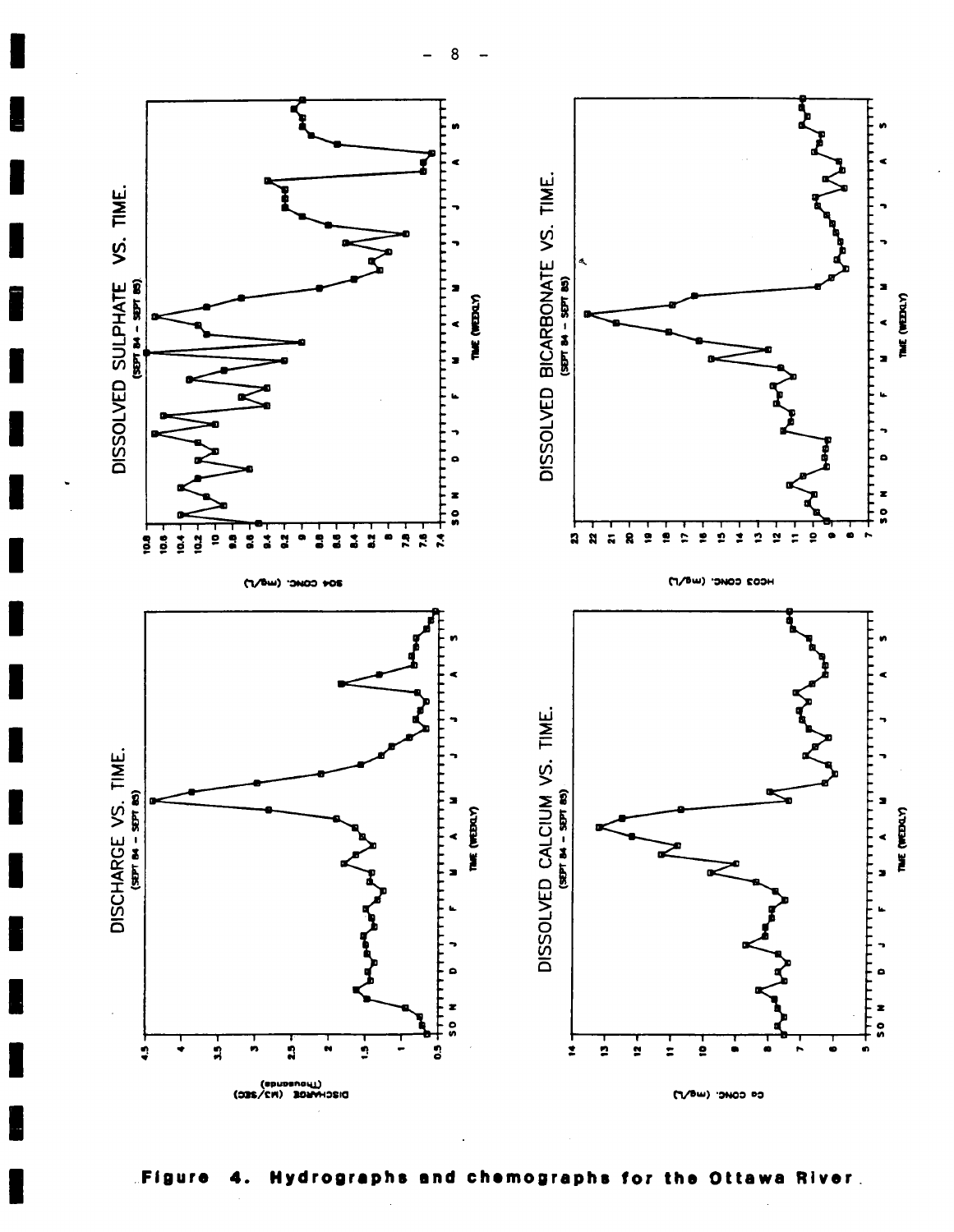DISCHARGE VS. TIME.
(SEPT 84 - SEPT 85)

DISSOLVED SULPHATE VS. TIME.
(SEPT 84 - SEPT 85)

DISSOLVED CALCIUM VS. TIME.
(SEPT 84 - SEPT 85)

DISSOLVED BICARBONATE VS. TIME.
(SEPT 84 - SEPT 85)

**Figure 4. Hydrographs and chemographs for the Ottawa River.**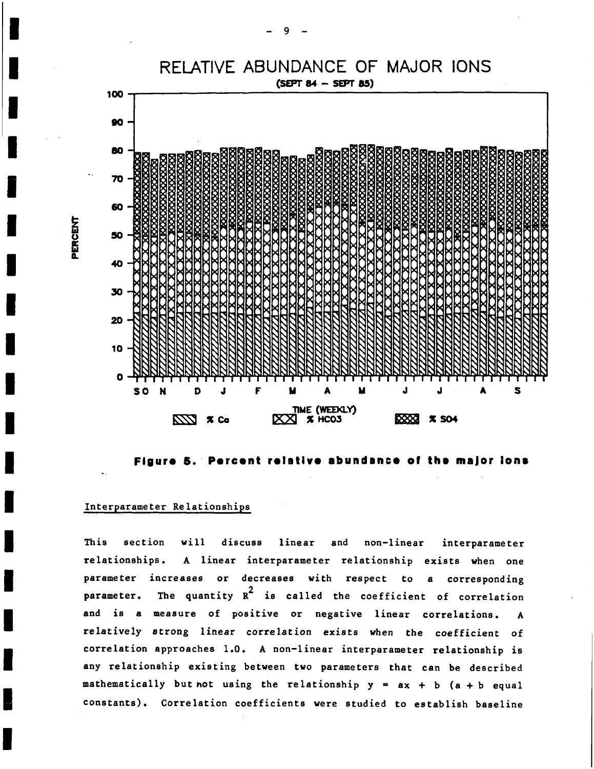**Figure 5. Percent relative abundance of the major ions**

## Interparameter Relationships

This section will discuss linear and non-linear interparameter relationships. A linear interparameter relationship exists when one parameter increases or decreases with respect to a corresponding parameter. The quantity $R^2$ is called the coefficient of correlation and is a measure of positive or negative linear correlations. A relatively strong linear correlation exists when the coefficient of correlation approaches 1.0. A non-linear interparameter relationship is any relationship existing between two parameters that can be described mathematically but not using the relationship $y = ax + b$ (a + b equal constants). Correlation coefficients were studied to establish baseline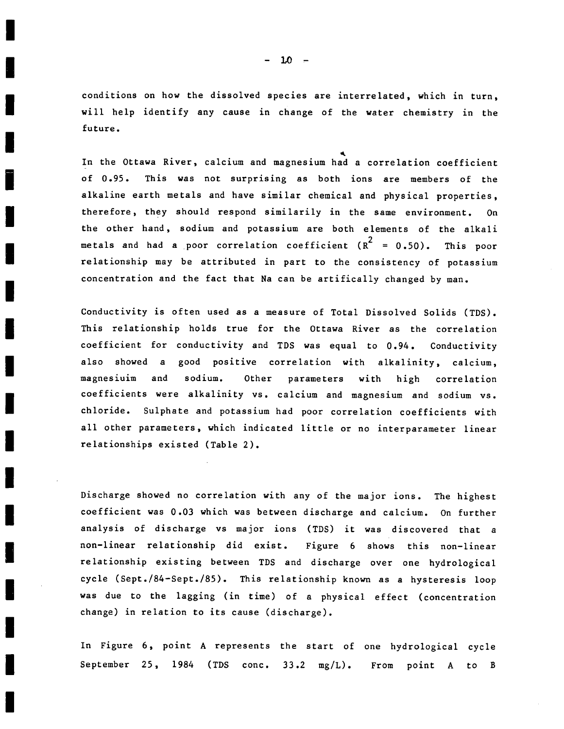conditions on how the dissolved species are interrelated, which in turn, will help identify any cause in change of the water chemistry in the future.

In the Ottawa River, calcium and magnesium had a correlation coefficient of 0.95. This was not surprising as both ions are members of the alkaline earth metals and have similar chemical and physical properties, therefore, they should respond similarily in the same environment. On the other hand, sodium and potassium are both elements of the alkali metals and had a poor correlation coefficient ($R^2 = 0.50$). This poor relationship may be attributed in part to the consistency of potassium concentration and the fact that Na can be artifically changed by man.

Conductivity is often used as a measure of Total Dissolved Solids (TDS). This relationship holds true for the Ottawa River as the correlation coefficient for conductivity and TDS was equal to 0.94. Conductivity also showed a good positive correlation with alkalinity, calcium, magnesiuim and sodium. Other parameters with high correlation coefficients were alkalinity vs. calcium and magnesium and sodium vs. chloride. Sulphate and potassium had poor correlation coefficients with all other parameters, which indicated little or no interparameter linear relationships existed (Table 2).

Discharge showed no correlation with any of the major ions. The highest coefficient was 0.03 which was between discharge and calcium. On further analysis of discharge vs major ions (TDS) it was discovered that a non-linear relationship did exist. Figure 6 shows this non-linear relationship existing between TDS and discharge over one hydrological cycle (Sept./84-Sept./85). This relationship known as a hysteresis loop was due to the lagging (in time) of a physical effect (concentration change) in relation to its cause (discharge).

In Figure 6, point A represents the start of one hydrological cycle September 25, 1984 (TDS conc. 33.2 mg/L). From point A to B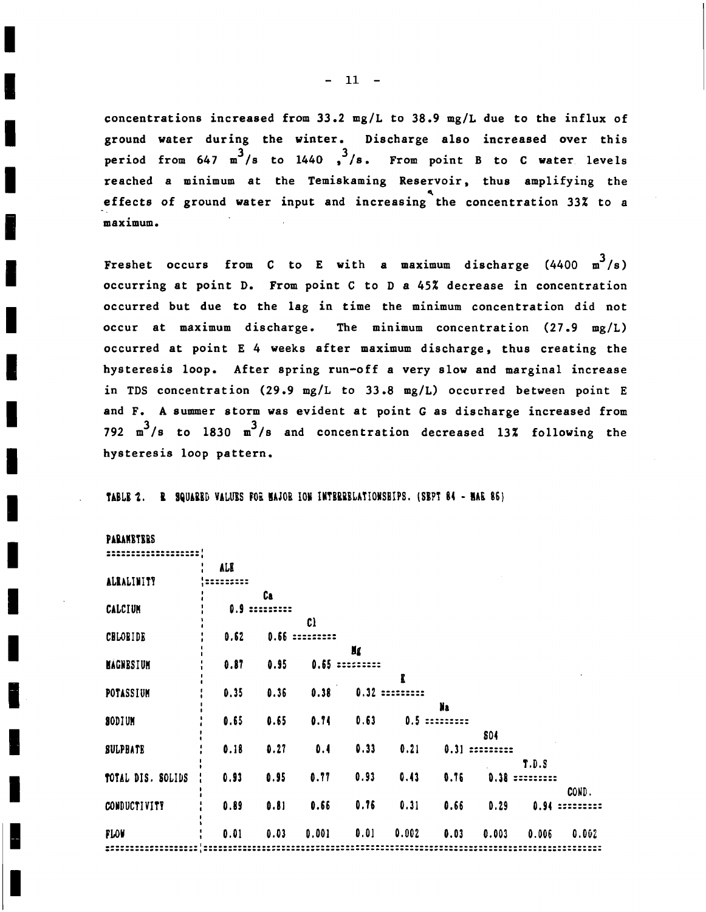concentrations increased from 33.2 mg/L to 38.9 mg/L due to the influx of ground water during the winter. Discharge also increased over this period from 647 $m^3/s$ to 1440 $,^3/s$. From point B to C water levels reached a minimum at the Temiskaming Reservoir, thus amplifying the effects of ground water input and increasing the concentration 33% to a maximum.

Freshet occurs from C to E with a maximum discharge (4400 $m^3/s$) occurring at point D. From point C to D a 45% decrease in concentration occurred but due to the lag in time the minimum concentration did not occur at maximum discharge. The minimum concentration (27.9 mg/L) occurred at point E 4 weeks after maximum discharge, thus creating the hysteresis loop. After spring run-off a very slow and marginal increase in TDS concentration (29.9 mg/L to 33.8 mg/L) occurred between point E and F. A summer storm was evident at point G as discharge increased from 792 $m^3/s$ to 1830 $m^3/s$ and concentration decreased 13% following the hysteresis loop pattern.

TABLE 2. R SQUARED VALUES FOR MAJOR ION INTERRELATIONSHIPS. (SEPT 84 - MAR 86)

| PARAMETERS | ALK | Ca | Cl | Mg | K | Na | SO4 | T.D.S | COND. |
|---|---|---|---|---|---|---|---|---|---|
| ALKALINITY | ========= | | | | | | | | |
| CALCIUM | 0.9 | ========= | | | | | | | |
| CHLORIDE | 0.62 | 0.66 | ========= | | | | | | |
| MAGNESIUM | 0.87 | 0.95 | 0.65 | ========= | | | | | |
| POTASSIUM | 0.35 | 0.36 | 0.38 | 0.32 | ========= | | | | |
| SODIUM | 0.65 | 0.65 | 0.74 | 0.63 | 0.5 | ========= | | | |
| SULPHATE | 0.18 | 0.27 | 0.4 | 0.33 | 0.21 | 0.31 | ========= | | |
| TOTAL DIS. SOLIDS | 0.93 | 0.95 | 0.77 | 0.93 | 0.43 | 0.76 | 0.38 | ========= | |
| CONDUCTIVITY | 0.89 | 0.81 | 0.66 | 0.76 | 0.31 | 0.66 | 0.29 | 0.94 | ========= |
| FLOW | 0.01 | 0.03 | 0.001 | 0.01 | 0.002 | 0.03 | 0.003 | 0.006 | 0.002 |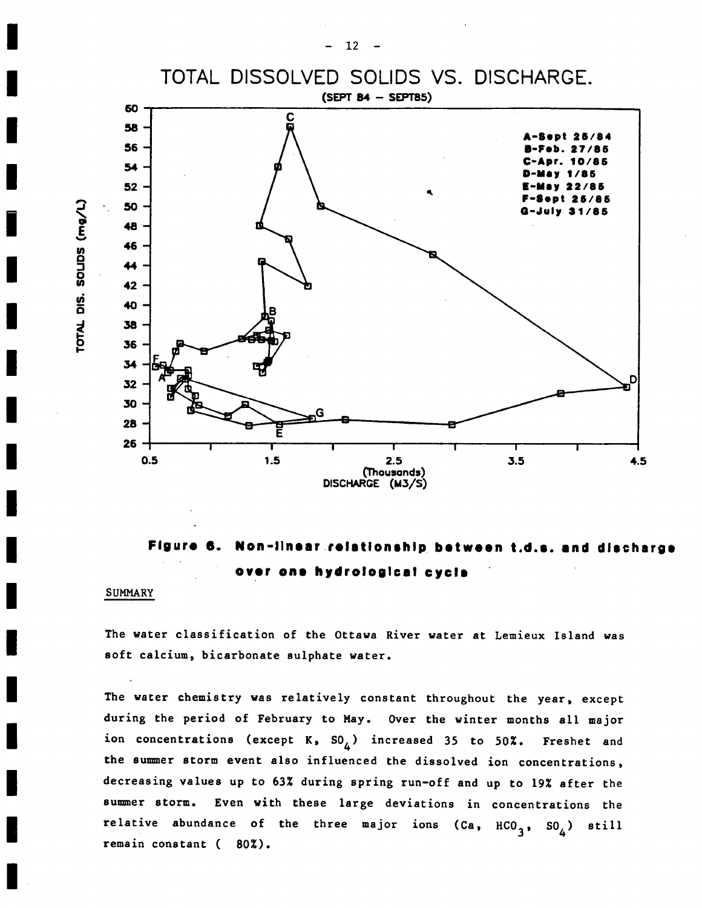TOTAL DISSOLVED SOLIDS VS. DISCHARGE.

(SEPT 84 – SEPT85)

A-Sept 25/84
B-Feb. 27/85
C-Apr. 10/85
D-May 1/85
E-May 22/85
F-Sept 25/85
G-July 31/85

TOTAL DIS. SOLIDS (mg/L)

DISCHARGE (M3/S) (Thousands)

**Figure 6. Non-linear relationship between t.d.s. and discharge over one hydrological cycle**

SUMMARY

The water classification of the Ottawa River water at Lemieux Island was soft calcium, bicarbonate sulphate water.

The water chemistry was relatively constant throughout the year, except during the period of February to May. Over the winter months all major ion concentrations (except K, $SO_4$) increased 35 to 50%. Freshet and the summer storm event also influenced the dissolved ion concentrations, decreasing values up to 63% during spring run-off and up to 19% after the summer storm. Even with these large deviations in concentrations the relative abundance of the three major ions (Ca, $HCO_3$, $SO_4$) still remain constant ( 80%).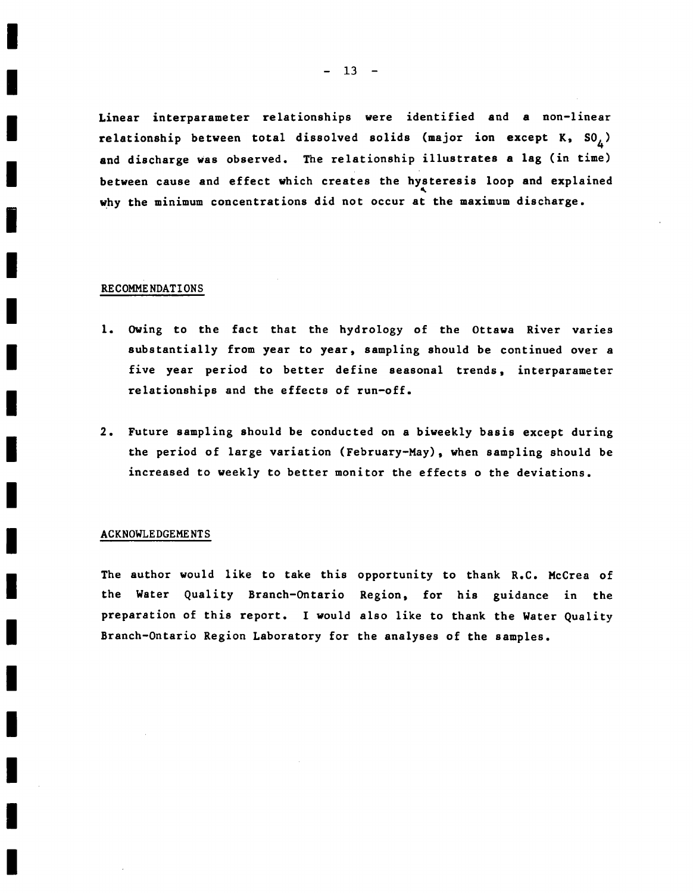Linear interparameter relationships were identified and a non-linear relationship between total dissolved solids (major ion except K, $SO_4$) and discharge was observed. The relationship illustrates a lag (in time) between cause and effect which creates the hysteresis loop and explained why the minimum concentrations did not occur at the maximum discharge.

## RECOMMENDATIONS

1. Owing to the fact that the hydrology of the Ottawa River varies substantially from year to year, sampling should be continued over a five year period to better define seasonal trends, interparameter relationships and the effects of run-off.

2. Future sampling should be conducted on a biweekly basis except during the period of large variation (February-May), when sampling should be increased to weekly to better monitor the effects o the deviations.

## ACKNOWLEDGEMENTS

The author would like to take this opportunity to thank R.C. McCrea of the Water Quality Branch-Ontario Region, for his guidance in the preparation of this report. I would also like to thank the Water Quality Branch-Ontario Region Laboratory for the analyses of the samples.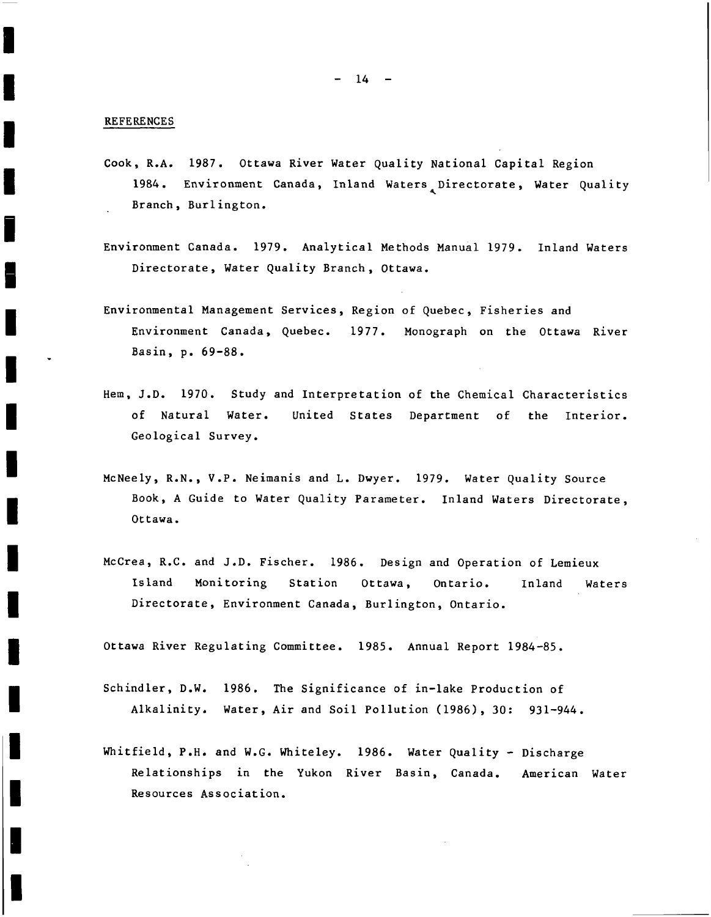## REFERENCES

Cook, R.A. 1987. Ottawa River Water Quality National Capital Region 1984. Environment Canada, Inland Waters Directorate, Water Quality Branch, Burlington.

Environment Canada. 1979. Analytical Methods Manual 1979. Inland Waters Directorate, Water Quality Branch, Ottawa.

Environmental Management Services, Region of Quebec, Fisheries and Environment Canada, Quebec. 1977. Monograph on the Ottawa River Basin, p. 69-88.

Hem, J.D. 1970. Study and Interpretation of the Chemical Characteristics of Natural Water. United States Department of the Interior. Geological Survey.

McNeely, R.N., V.P. Neimanis and L. Dwyer. 1979. Water Quality Source Book, A Guide to Water Quality Parameter. Inland Waters Directorate, Ottawa.

McCrea, R.C. and J.D. Fischer. 1986. Design and Operation of Lemieux Island Monitoring Station Ottawa, Ontario. Inland Waters Directorate, Environment Canada, Burlington, Ontario.

Ottawa River Regulating Committee. 1985. Annual Report 1984-85.

Schindler, D.W. 1986. The Significance of in-lake Production of Alkalinity. Water, Air and Soil Pollution (1986), 30: 931-944.

Whitfield, P.H. and W.G. Whiteley. 1986. Water Quality - Discharge Relationships in the Yukon River Basin, Canada. American Water Resources Association.